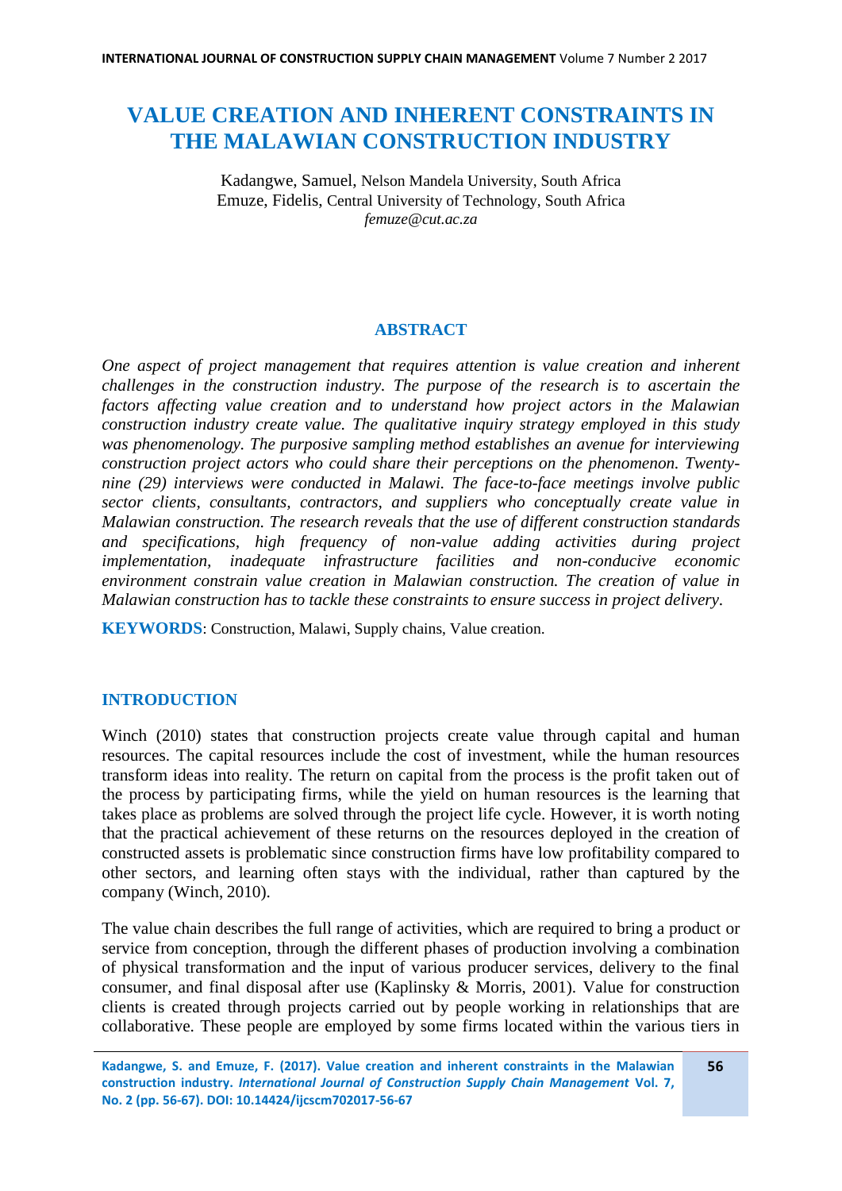# VALUE CREATION AND INHERENT CONSTRAINTS IN THE MALAWIAN CONSTRUCTION INDUSTRY

Kadangwe, Samuel, Nelson Mandela University, South Africa
Emuze, Fidelis, Central University of Technology, South Africa
*femuze@cut.ac.za*

## ABSTRACT

*One aspect of project management that requires attention is value creation and inherent challenges in the construction industry. The purpose of the research is to ascertain the factors affecting value creation and to understand how project actors in the Malawian construction industry create value. The qualitative inquiry strategy employed in this study was phenomenology. The purposive sampling method establishes an avenue for interviewing construction project actors who could share their perceptions on the phenomenon. Twenty-nine (29) interviews were conducted in Malawi. The face-to-face meetings involve public sector clients, consultants, contractors, and suppliers who conceptually create value in Malawian construction. The research reveals that the use of different construction standards and specifications, high frequency of non-value adding activities during project implementation, inadequate infrastructure facilities and non-conducive economic environment constrain value creation in Malawian construction. The creation of value in Malawian construction has to tackle these constraints to ensure success in project delivery.*

**KEYWORDS**: Construction, Malawi, Supply chains, Value creation.

## INTRODUCTION

Winch (2010) states that construction projects create value through capital and human resources. The capital resources include the cost of investment, while the human resources transform ideas into reality. The return on capital from the process is the profit taken out of the process by participating firms, while the yield on human resources is the learning that takes place as problems are solved through the project life cycle. However, it is worth noting that the practical achievement of these returns on the resources deployed in the creation of constructed assets is problematic since construction firms have low profitability compared to other sectors, and learning often stays with the individual, rather than captured by the company (Winch, 2010).

The value chain describes the full range of activities, which are required to bring a product or service from conception, through the different phases of production involving a combination of physical transformation and the input of various producer services, delivery to the final consumer, and final disposal after use (Kaplinsky & Morris, 2001). Value for construction clients is created through projects carried out by people working in relationships that are collaborative. These people are employed by some firms located within the various tiers in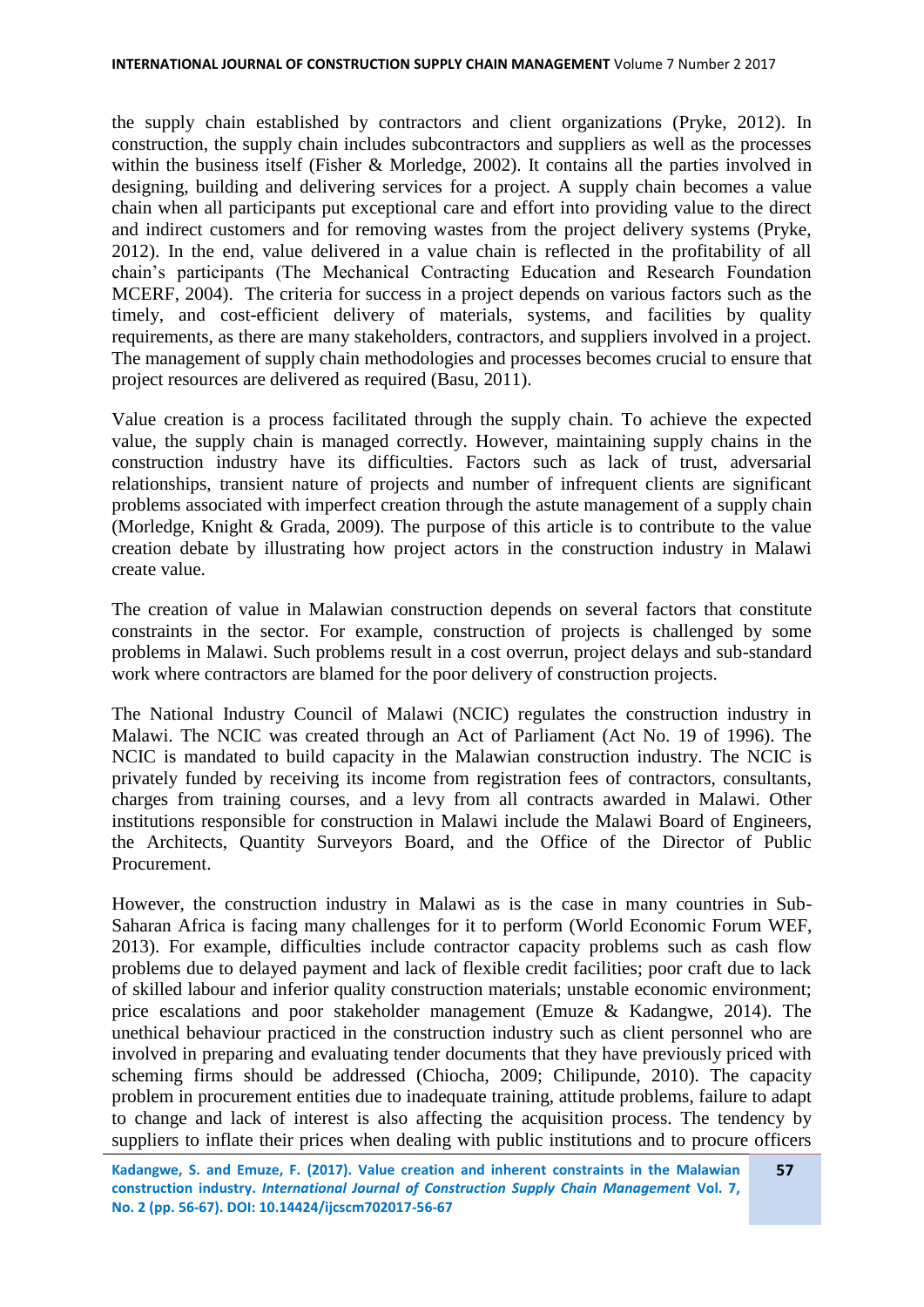the supply chain established by contractors and client organizations (Pryke, 2012). In construction, the supply chain includes subcontractors and suppliers as well as the processes within the business itself (Fisher & Morledge, 2002). It contains all the parties involved in designing, building and delivering services for a project. A supply chain becomes a value chain when all participants put exceptional care and effort into providing value to the direct and indirect customers and for removing wastes from the project delivery systems (Pryke, 2012). In the end, value delivered in a value chain is reflected in the profitability of all chain's participants (The Mechanical Contracting Education and Research Foundation MCERF, 2004). The criteria for success in a project depends on various factors such as the timely, and cost-efficient delivery of materials, systems, and facilities by quality requirements, as there are many stakeholders, contractors, and suppliers involved in a project. The management of supply chain methodologies and processes becomes crucial to ensure that project resources are delivered as required (Basu, 2011).

Value creation is a process facilitated through the supply chain. To achieve the expected value, the supply chain is managed correctly. However, maintaining supply chains in the construction industry have its difficulties. Factors such as lack of trust, adversarial relationships, transient nature of projects and number of infrequent clients are significant problems associated with imperfect creation through the astute management of a supply chain (Morledge, Knight & Grada, 2009). The purpose of this article is to contribute to the value creation debate by illustrating how project actors in the construction industry in Malawi create value.

The creation of value in Malawian construction depends on several factors that constitute constraints in the sector. For example, construction of projects is challenged by some problems in Malawi. Such problems result in a cost overrun, project delays and sub-standard work where contractors are blamed for the poor delivery of construction projects.

The National Industry Council of Malawi (NCIC) regulates the construction industry in Malawi. The NCIC was created through an Act of Parliament (Act No. 19 of 1996). The NCIC is mandated to build capacity in the Malawian construction industry. The NCIC is privately funded by receiving its income from registration fees of contractors, consultants, charges from training courses, and a levy from all contracts awarded in Malawi. Other institutions responsible for construction in Malawi include the Malawi Board of Engineers, the Architects, Quantity Surveyors Board, and the Office of the Director of Public Procurement.

However, the construction industry in Malawi as is the case in many countries in Sub-Saharan Africa is facing many challenges for it to perform (World Economic Forum WEF, 2013). For example, difficulties include contractor capacity problems such as cash flow problems due to delayed payment and lack of flexible credit facilities; poor craft due to lack of skilled labour and inferior quality construction materials; unstable economic environment; price escalations and poor stakeholder management (Emuze & Kadangwe, 2014). The unethical behaviour practiced in the construction industry such as client personnel who are involved in preparing and evaluating tender documents that they have previously priced with scheming firms should be addressed (Chiocha, 2009; Chilipunde, 2010). The capacity problem in procurement entities due to inadequate training, attitude problems, failure to adapt to change and lack of interest is also affecting the acquisition process. The tendency by suppliers to inflate their prices when dealing with public institutions and to procure officers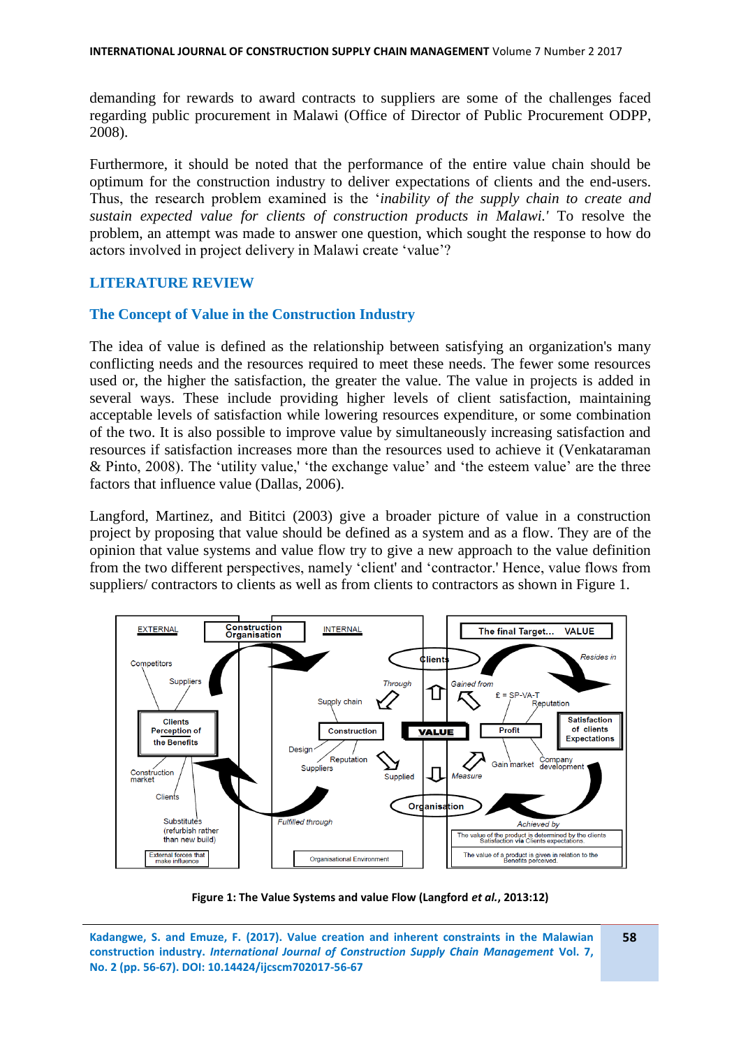demanding for rewards to award contracts to suppliers are some of the challenges faced regarding public procurement in Malawi (Office of Director of Public Procurement ODPP, 2008).

Furthermore, it should be noted that the performance of the entire value chain should be optimum for the construction industry to deliver expectations of clients and the end-users. Thus, the research problem examined is the '*inability of the supply chain to create and sustain expected value for clients of construction products in Malawi.'* To resolve the problem, an attempt was made to answer one question, which sought the response to how do actors involved in project delivery in Malawi create 'value'?

## LITERATURE REVIEW

### The Concept of Value in the Construction Industry

The idea of value is defined as the relationship between satisfying an organization's many conflicting needs and the resources required to meet these needs. The fewer some resources used or, the higher the satisfaction, the greater the value. The value in projects is added in several ways. These include providing higher levels of client satisfaction, maintaining acceptable levels of satisfaction while lowering resources expenditure, or some combination of the two. It is also possible to improve value by simultaneously increasing satisfaction and resources if satisfaction increases more than the resources used to achieve it (Venkataraman & Pinto, 2008). The 'utility value,' 'the exchange value' and 'the esteem value' are the three factors that influence value (Dallas, 2006).

Langford, Martinez, and Bititci (2003) give a broader picture of value in a construction project by proposing that value should be defined as a system and as a flow. They are of the opinion that value systems and value flow try to give a new approach to the value definition from the two different perspectives, namely 'client' and 'contractor.' Hence, value flows from suppliers/ contractors to clients as well as from clients to contractors as shown in Figure 1.

**Figure 1: The Value Systems and value Flow (Langford *et al.*, 2013:12)**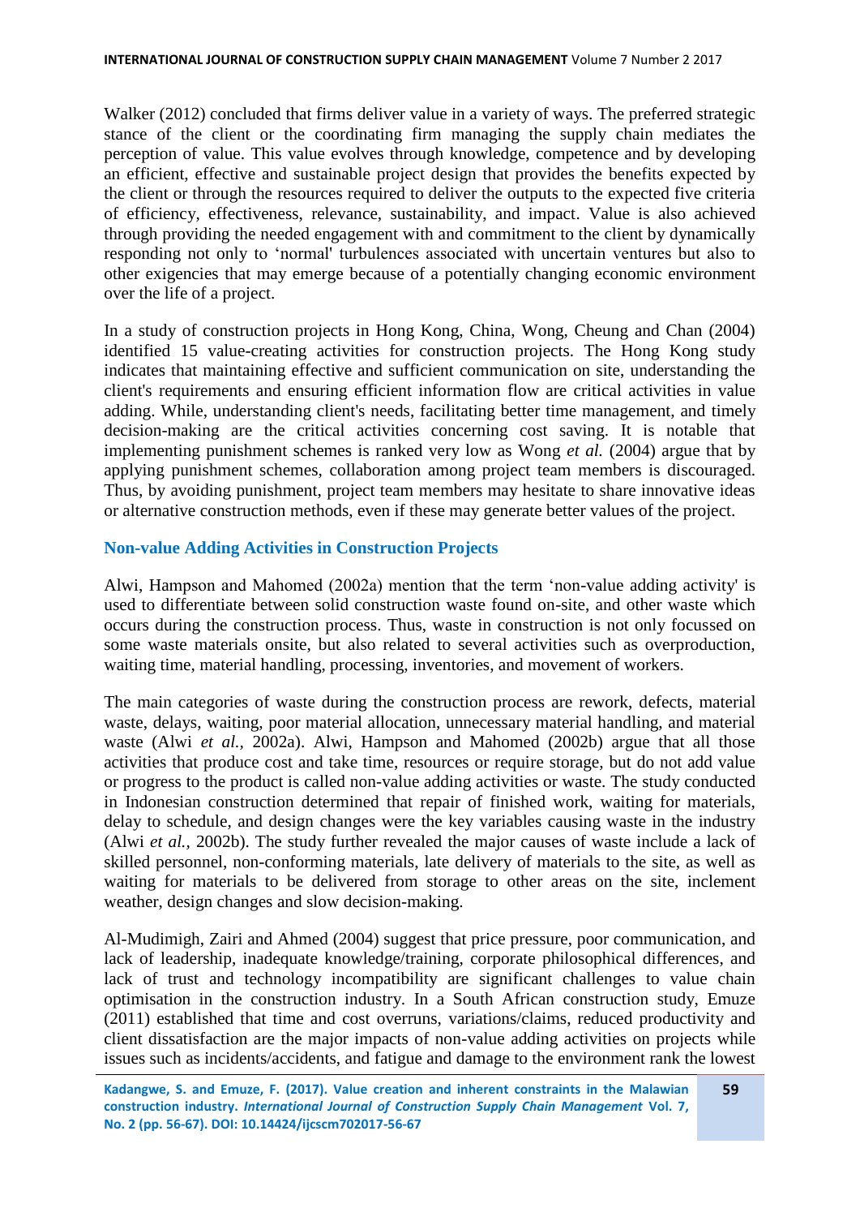Walker (2012) concluded that firms deliver value in a variety of ways. The preferred strategic stance of the client or the coordinating firm managing the supply chain mediates the perception of value. This value evolves through knowledge, competence and by developing an efficient, effective and sustainable project design that provides the benefits expected by the client or through the resources required to deliver the outputs to the expected five criteria of efficiency, effectiveness, relevance, sustainability, and impact. Value is also achieved through providing the needed engagement with and commitment to the client by dynamically responding not only to 'normal' turbulences associated with uncertain ventures but also to other exigencies that may emerge because of a potentially changing economic environment over the life of a project.

In a study of construction projects in Hong Kong, China, Wong, Cheung and Chan (2004) identified 15 value-creating activities for construction projects. The Hong Kong study indicates that maintaining effective and sufficient communication on site, understanding the client's requirements and ensuring efficient information flow are critical activities in value adding. While, understanding client's needs, facilitating better time management, and timely decision-making are the critical activities concerning cost saving. It is notable that implementing punishment schemes is ranked very low as Wong *et al.* (2004) argue that by applying punishment schemes, collaboration among project team members is discouraged. Thus, by avoiding punishment, project team members may hesitate to share innovative ideas or alternative construction methods, even if these may generate better values of the project.

## Non-value Adding Activities in Construction Projects

Alwi, Hampson and Mahomed (2002a) mention that the term 'non-value adding activity' is used to differentiate between solid construction waste found on-site, and other waste which occurs during the construction process. Thus, waste in construction is not only focussed on some waste materials onsite, but also related to several activities such as overproduction, waiting time, material handling, processing, inventories, and movement of workers.

The main categories of waste during the construction process are rework, defects, material waste, delays, waiting, poor material allocation, unnecessary material handling, and material waste (Alwi *et al.*, 2002a). Alwi, Hampson and Mahomed (2002b) argue that all those activities that produce cost and take time, resources or require storage, but do not add value or progress to the product is called non-value adding activities or waste. The study conducted in Indonesian construction determined that repair of finished work, waiting for materials, delay to schedule, and design changes were the key variables causing waste in the industry (Alwi *et al.*, 2002b). The study further revealed the major causes of waste include a lack of skilled personnel, non-conforming materials, late delivery of materials to the site, as well as waiting for materials to be delivered from storage to other areas on the site, inclement weather, design changes and slow decision-making.

Al-Mudimigh, Zairi and Ahmed (2004) suggest that price pressure, poor communication, and lack of leadership, inadequate knowledge/training, corporate philosophical differences, and lack of trust and technology incompatibility are significant challenges to value chain optimisation in the construction industry. In a South African construction study, Emuze (2011) established that time and cost overruns, variations/claims, reduced productivity and client dissatisfaction are the major impacts of non-value adding activities on projects while issues such as incidents/accidents, and fatigue and damage to the environment rank the lowest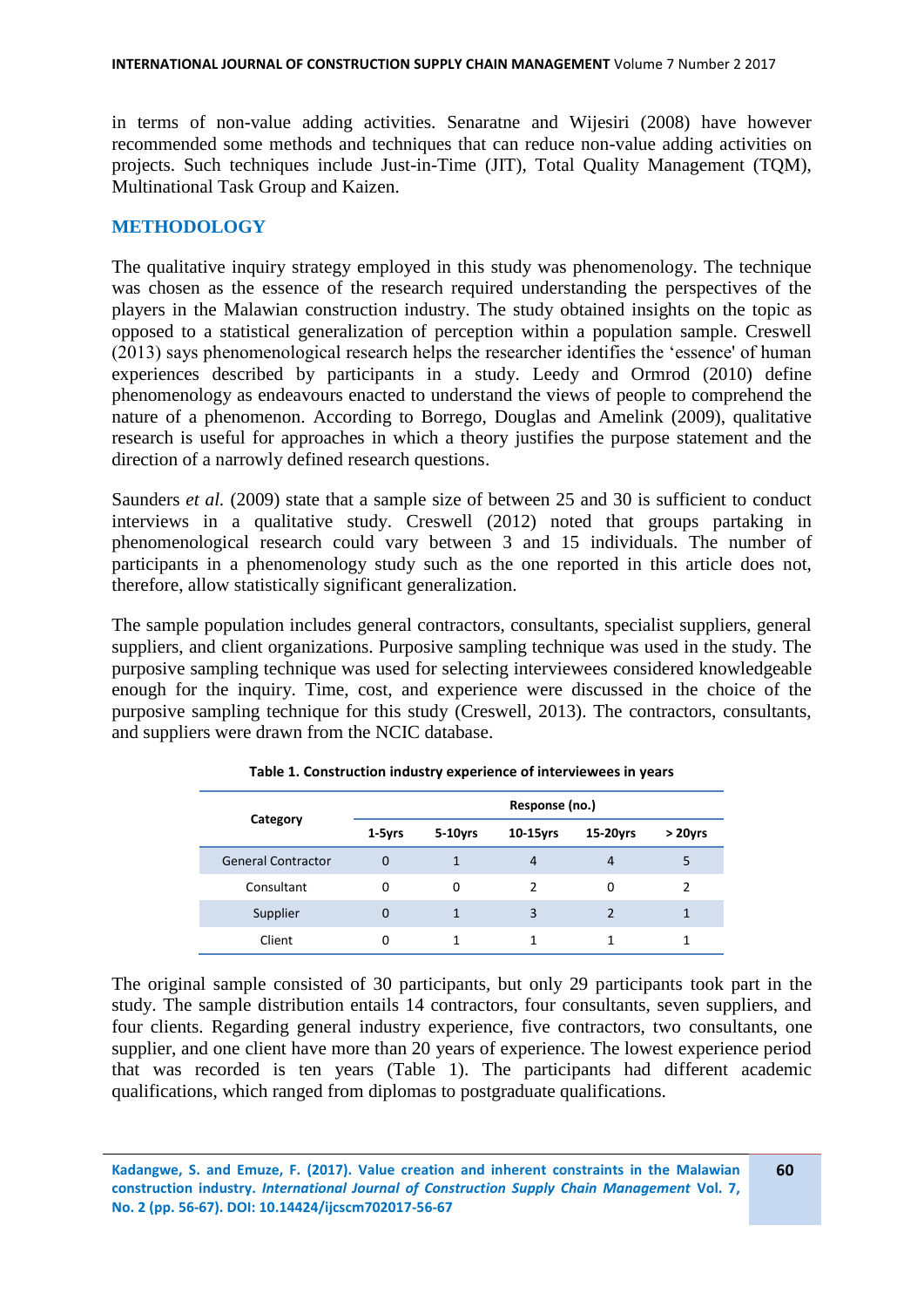in terms of non-value adding activities. Senaratne and Wijesiri (2008) have however recommended some methods and techniques that can reduce non-value adding activities on projects. Such techniques include Just-in-Time (JIT), Total Quality Management (TQM), Multinational Task Group and Kaizen.

## METHODOLOGY

The qualitative inquiry strategy employed in this study was phenomenology. The technique was chosen as the essence of the research required understanding the perspectives of the players in the Malawian construction industry. The study obtained insights on the topic as opposed to a statistical generalization of perception within a population sample. Creswell (2013) says phenomenological research helps the researcher identifies the 'essence' of human experiences described by participants in a study. Leedy and Ormrod (2010) define phenomenology as endeavours enacted to understand the views of people to comprehend the nature of a phenomenon. According to Borrego, Douglas and Amelink (2009), qualitative research is useful for approaches in which a theory justifies the purpose statement and the direction of a narrowly defined research questions.

Saunders *et al.* (2009) state that a sample size of between 25 and 30 is sufficient to conduct interviews in a qualitative study. Creswell (2012) noted that groups partaking in phenomenological research could vary between 3 and 15 individuals. The number of participants in a phenomenology study such as the one reported in this article does not, therefore, allow statistically significant generalization.

The sample population includes general contractors, consultants, specialist suppliers, general suppliers, and client organizations. Purposive sampling technique was used in the study. The purposive sampling technique was used for selecting interviewees considered knowledgeable enough for the inquiry. Time, cost, and experience were discussed in the choice of the purposive sampling technique for this study (Creswell, 2013). The contractors, consultants, and suppliers were drawn from the NCIC database.

**Table 1. Construction industry experience of interviewees in years**

| Category | Response (no.) | | | | |
|---|---|---|---|---|---|
| | 1-5yrs | 5-10yrs | 10-15yrs | 15-20yrs | > 20yrs |
| General Contractor | 0 | 1 | 4 | 4 | 5 |
| Consultant | 0 | 0 | 2 | 0 | 2 |
| Supplier | 0 | 1 | 3 | 2 | 1 |
| Client | 0 | 1 | 1 | 1 | 1 |

The original sample consisted of 30 participants, but only 29 participants took part in the study. The sample distribution entails 14 contractors, four consultants, seven suppliers, and four clients. Regarding general industry experience, five contractors, two consultants, one supplier, and one client have more than 20 years of experience. The lowest experience period that was recorded is ten years (Table 1). The participants had different academic qualifications, which ranged from diplomas to postgraduate qualifications.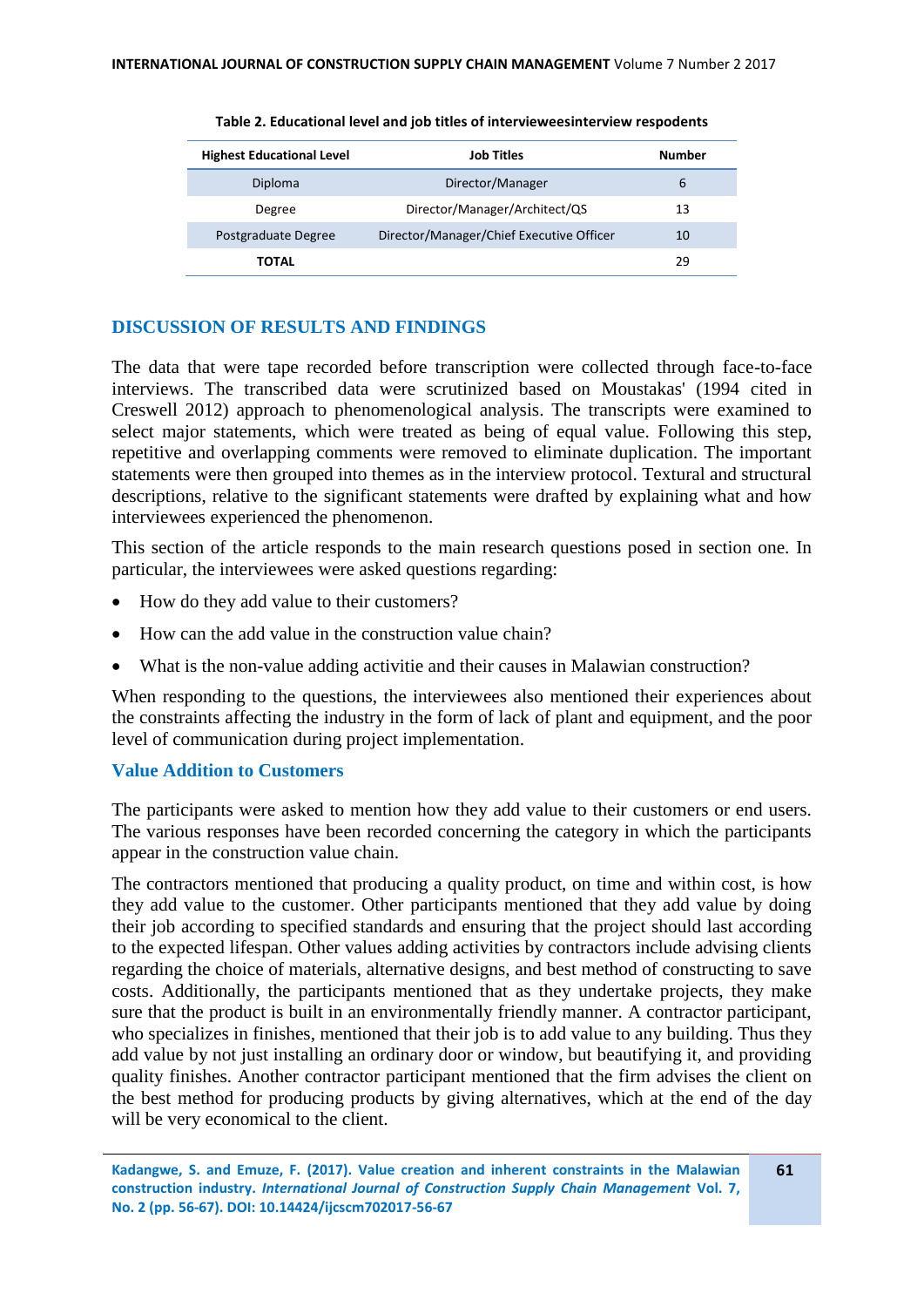**Table 2. Educational level and job titles of intervieweesinterview respodents**

| Highest Educational Level | Job Titles | Number |
|---|---|---|
| Diploma | Director/Manager | 6 |
| Degree | Director/Manager/Architect/QS | 13 |
| Postgraduate Degree | Director/Manager/Chief Executive Officer | 10 |
| **TOTAL** | | 29 |

## DISCUSSION OF RESULTS AND FINDINGS

The data that were tape recorded before transcription were collected through face-to-face interviews. The transcribed data were scrutinized based on Moustakas' (1994 cited in Creswell 2012) approach to phenomenological analysis. The transcripts were examined to select major statements, which were treated as being of equal value. Following this step, repetitive and overlapping comments were removed to eliminate duplication. The important statements were then grouped into themes as in the interview protocol. Textural and structural descriptions, relative to the significant statements were drafted by explaining what and how interviewees experienced the phenomenon.

This section of the article responds to the main research questions posed in section one. In particular, the interviewees were asked questions regarding:

- How do they add value to their customers?
- How can the add value in the construction value chain?
- What is the non-value adding activitie and their causes in Malawian construction?

When responding to the questions, the interviewees also mentioned their experiences about the constraints affecting the industry in the form of lack of plant and equipment, and the poor level of communication during project implementation.

### Value Addition to Customers

The participants were asked to mention how they add value to their customers or end users. The various responses have been recorded concerning the category in which the participants appear in the construction value chain.

The contractors mentioned that producing a quality product, on time and within cost, is how they add value to the customer. Other participants mentioned that they add value by doing their job according to specified standards and ensuring that the project should last according to the expected lifespan. Other values adding activities by contractors include advising clients regarding the choice of materials, alternative designs, and best method of constructing to save costs. Additionally, the participants mentioned that as they undertake projects, they make sure that the product is built in an environmentally friendly manner. A contractor participant, who specializes in finishes, mentioned that their job is to add value to any building. Thus they add value by not just installing an ordinary door or window, but beautifying it, and providing quality finishes. Another contractor participant mentioned that the firm advises the client on the best method for producing products by giving alternatives, which at the end of the day will be very economical to the client.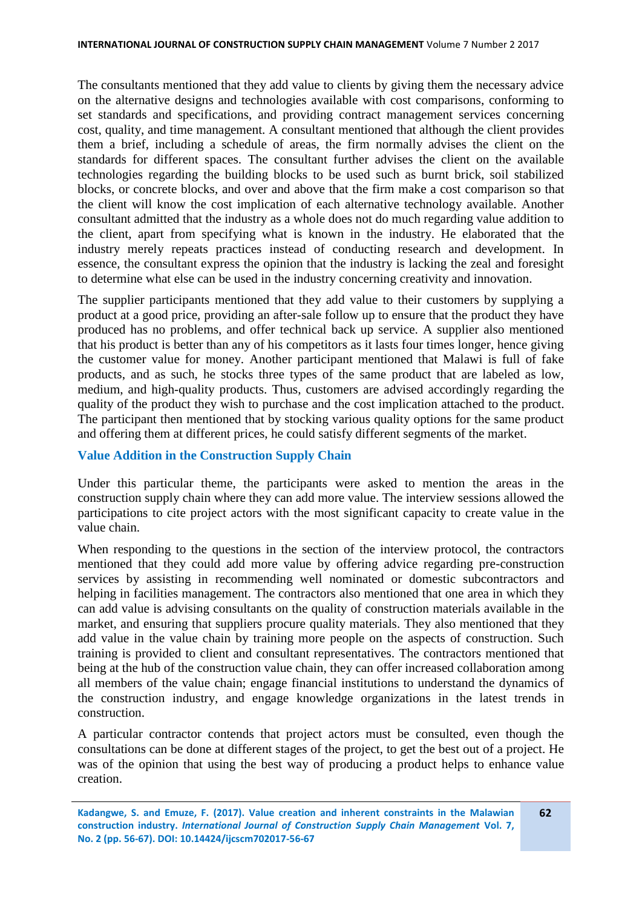The consultants mentioned that they add value to clients by giving them the necessary advice on the alternative designs and technologies available with cost comparisons, conforming to set standards and specifications, and providing contract management services concerning cost, quality, and time management. A consultant mentioned that although the client provides them a brief, including a schedule of areas, the firm normally advises the client on the standards for different spaces. The consultant further advises the client on the available technologies regarding the building blocks to be used such as burnt brick, soil stabilized blocks, or concrete blocks, and over and above that the firm make a cost comparison so that the client will know the cost implication of each alternative technology available. Another consultant admitted that the industry as a whole does not do much regarding value addition to the client, apart from specifying what is known in the industry. He elaborated that the industry merely repeats practices instead of conducting research and development. In essence, the consultant express the opinion that the industry is lacking the zeal and foresight to determine what else can be used in the industry concerning creativity and innovation.

The supplier participants mentioned that they add value to their customers by supplying a product at a good price, providing an after-sale follow up to ensure that the product they have produced has no problems, and offer technical back up service. A supplier also mentioned that his product is better than any of his competitors as it lasts four times longer, hence giving the customer value for money. Another participant mentioned that Malawi is full of fake products, and as such, he stocks three types of the same product that are labeled as low, medium, and high-quality products. Thus, customers are advised accordingly regarding the quality of the product they wish to purchase and the cost implication attached to the product. The participant then mentioned that by stocking various quality options for the same product and offering them at different prices, he could satisfy different segments of the market.

## Value Addition in the Construction Supply Chain

Under this particular theme, the participants were asked to mention the areas in the construction supply chain where they can add more value. The interview sessions allowed the participations to cite project actors with the most significant capacity to create value in the value chain.

When responding to the questions in the section of the interview protocol, the contractors mentioned that they could add more value by offering advice regarding pre-construction services by assisting in recommending well nominated or domestic subcontractors and helping in facilities management. The contractors also mentioned that one area in which they can add value is advising consultants on the quality of construction materials available in the market, and ensuring that suppliers procure quality materials. They also mentioned that they add value in the value chain by training more people on the aspects of construction. Such training is provided to client and consultant representatives. The contractors mentioned that being at the hub of the construction value chain, they can offer increased collaboration among all members of the value chain; engage financial institutions to understand the dynamics of the construction industry, and engage knowledge organizations in the latest trends in construction.

A particular contractor contends that project actors must be consulted, even though the consultations can be done at different stages of the project, to get the best out of a project. He was of the opinion that using the best way of producing a product helps to enhance value creation.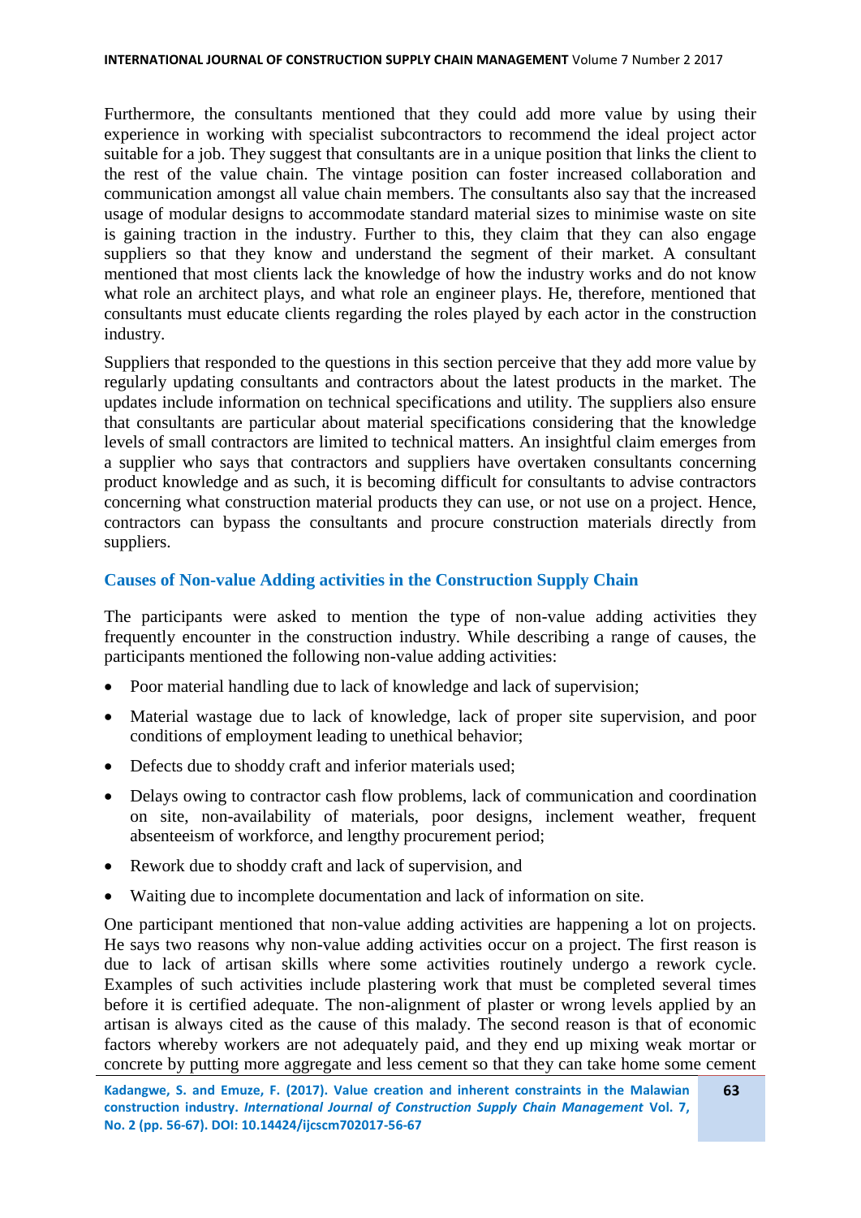Furthermore, the consultants mentioned that they could add more value by using their experience in working with specialist subcontractors to recommend the ideal project actor suitable for a job. They suggest that consultants are in a unique position that links the client to the rest of the value chain. The vintage position can foster increased collaboration and communication amongst all value chain members. The consultants also say that the increased usage of modular designs to accommodate standard material sizes to minimise waste on site is gaining traction in the industry. Further to this, they claim that they can also engage suppliers so that they know and understand the segment of their market. A consultant mentioned that most clients lack the knowledge of how the industry works and do not know what role an architect plays, and what role an engineer plays. He, therefore, mentioned that consultants must educate clients regarding the roles played by each actor in the construction industry.

Suppliers that responded to the questions in this section perceive that they add more value by regularly updating consultants and contractors about the latest products in the market. The updates include information on technical specifications and utility. The suppliers also ensure that consultants are particular about material specifications considering that the knowledge levels of small contractors are limited to technical matters. An insightful claim emerges from a supplier who says that contractors and suppliers have overtaken consultants concerning product knowledge and as such, it is becoming difficult for consultants to advise contractors concerning what construction material products they can use, or not use on a project. Hence, contractors can bypass the consultants and procure construction materials directly from suppliers.

## Causes of Non-value Adding activities in the Construction Supply Chain

The participants were asked to mention the type of non-value adding activities they frequently encounter in the construction industry. While describing a range of causes, the participants mentioned the following non-value adding activities:

- Poor material handling due to lack of knowledge and lack of supervision;
- Material wastage due to lack of knowledge, lack of proper site supervision, and poor conditions of employment leading to unethical behavior;
- Defects due to shoddy craft and inferior materials used;
- Delays owing to contractor cash flow problems, lack of communication and coordination on site, non-availability of materials, poor designs, inclement weather, frequent absenteeism of workforce, and lengthy procurement period;
- Rework due to shoddy craft and lack of supervision, and
- Waiting due to incomplete documentation and lack of information on site.

One participant mentioned that non-value adding activities are happening a lot on projects. He says two reasons why non-value adding activities occur on a project. The first reason is due to lack of artisan skills where some activities routinely undergo a rework cycle. Examples of such activities include plastering work that must be completed several times before it is certified adequate. The non-alignment of plaster or wrong levels applied by an artisan is always cited as the cause of this malady. The second reason is that of economic factors whereby workers are not adequately paid, and they end up mixing weak mortar or concrete by putting more aggregate and less cement so that they can take home some cement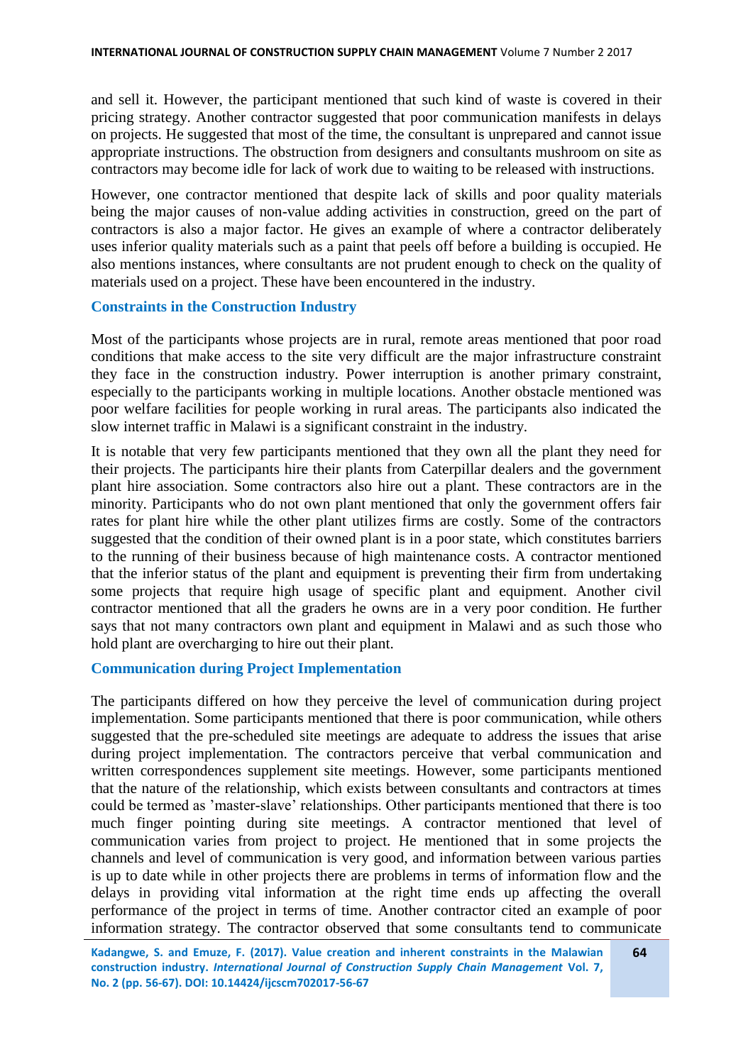and sell it. However, the participant mentioned that such kind of waste is covered in their pricing strategy. Another contractor suggested that poor communication manifests in delays on projects. He suggested that most of the time, the consultant is unprepared and cannot issue appropriate instructions. The obstruction from designers and consultants mushroom on site as contractors may become idle for lack of work due to waiting to be released with instructions.

However, one contractor mentioned that despite lack of skills and poor quality materials being the major causes of non-value adding activities in construction, greed on the part of contractors is also a major factor. He gives an example of where a contractor deliberately uses inferior quality materials such as a paint that peels off before a building is occupied. He also mentions instances, where consultants are not prudent enough to check on the quality of materials used on a project. These have been encountered in the industry.

## Constraints in the Construction Industry

Most of the participants whose projects are in rural, remote areas mentioned that poor road conditions that make access to the site very difficult are the major infrastructure constraint they face in the construction industry. Power interruption is another primary constraint, especially to the participants working in multiple locations. Another obstacle mentioned was poor welfare facilities for people working in rural areas. The participants also indicated the slow internet traffic in Malawi is a significant constraint in the industry.

It is notable that very few participants mentioned that they own all the plant they need for their projects. The participants hire their plants from Caterpillar dealers and the government plant hire association. Some contractors also hire out a plant. These contractors are in the minority. Participants who do not own plant mentioned that only the government offers fair rates for plant hire while the other plant utilizes firms are costly. Some of the contractors suggested that the condition of their owned plant is in a poor state, which constitutes barriers to the running of their business because of high maintenance costs. A contractor mentioned that the inferior status of the plant and equipment is preventing their firm from undertaking some projects that require high usage of specific plant and equipment. Another civil contractor mentioned that all the graders he owns are in a very poor condition. He further says that not many contractors own plant and equipment in Malawi and as such those who hold plant are overcharging to hire out their plant.

## Communication during Project Implementation

The participants differed on how they perceive the level of communication during project implementation. Some participants mentioned that there is poor communication, while others suggested that the pre-scheduled site meetings are adequate to address the issues that arise during project implementation. The contractors perceive that verbal communication and written correspondences supplement site meetings. However, some participants mentioned that the nature of the relationship, which exists between consultants and contractors at times could be termed as 'master-slave' relationships. Other participants mentioned that there is too much finger pointing during site meetings. A contractor mentioned that level of communication varies from project to project. He mentioned that in some projects the channels and level of communication is very good, and information between various parties is up to date while in other projects there are problems in terms of information flow and the delays in providing vital information at the right time ends up affecting the overall performance of the project in terms of time. Another contractor cited an example of poor information strategy. The contractor observed that some consultants tend to communicate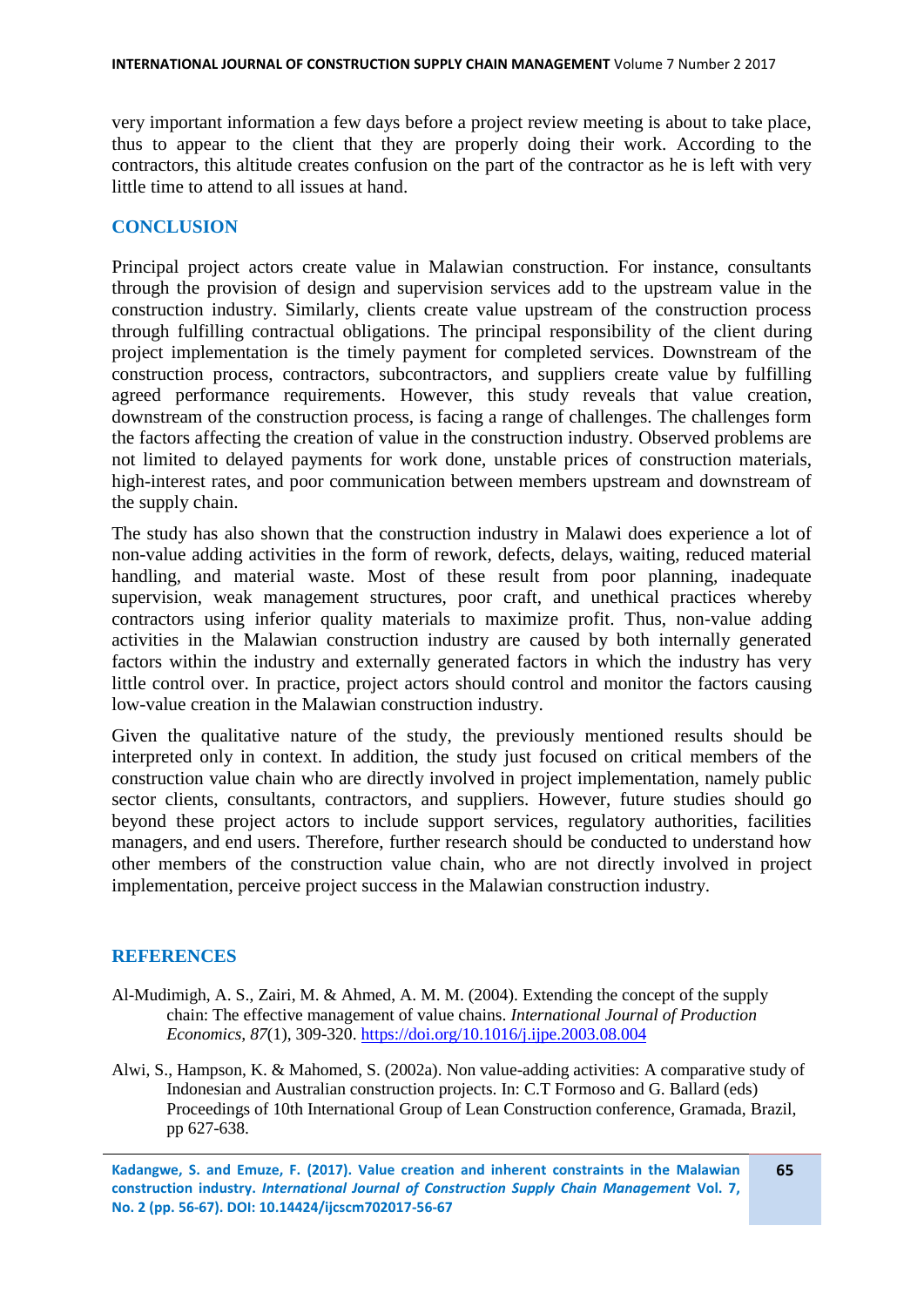very important information a few days before a project review meeting is about to take place, thus to appear to the client that they are properly doing their work. According to the contractors, this altitude creates confusion on the part of the contractor as he is left with very little time to attend to all issues at hand.

## CONCLUSION

Principal project actors create value in Malawian construction. For instance, consultants through the provision of design and supervision services add to the upstream value in the construction industry. Similarly, clients create value upstream of the construction process through fulfilling contractual obligations. The principal responsibility of the client during project implementation is the timely payment for completed services. Downstream of the construction process, contractors, subcontractors, and suppliers create value by fulfilling agreed performance requirements. However, this study reveals that value creation, downstream of the construction process, is facing a range of challenges. The challenges form the factors affecting the creation of value in the construction industry. Observed problems are not limited to delayed payments for work done, unstable prices of construction materials, high-interest rates, and poor communication between members upstream and downstream of the supply chain.

The study has also shown that the construction industry in Malawi does experience a lot of non-value adding activities in the form of rework, defects, delays, waiting, reduced material handling, and material waste. Most of these result from poor planning, inadequate supervision, weak management structures, poor craft, and unethical practices whereby contractors using inferior quality materials to maximize profit. Thus, non-value adding activities in the Malawian construction industry are caused by both internally generated factors within the industry and externally generated factors in which the industry has very little control over. In practice, project actors should control and monitor the factors causing low-value creation in the Malawian construction industry.

Given the qualitative nature of the study, the previously mentioned results should be interpreted only in context. In addition, the study just focused on critical members of the construction value chain who are directly involved in project implementation, namely public sector clients, consultants, contractors, and suppliers. However, future studies should go beyond these project actors to include support services, regulatory authorities, facilities managers, and end users. Therefore, further research should be conducted to understand how other members of the construction value chain, who are not directly involved in project implementation, perceive project success in the Malawian construction industry.

## REFERENCES

Al-Mudimigh, A. S., Zairi, M. & Ahmed, A. M. M. (2004). Extending the concept of the supply chain: The effective management of value chains. *International Journal of Production Economics, 87*(1), 309-320. https://doi.org/10.1016/j.ijpe.2003.08.004

Alwi, S., Hampson, K. & Mahomed, S. (2002a). Non value-adding activities: A comparative study of Indonesian and Australian construction projects. In: C.T Formoso and G. Ballard (eds) Proceedings of 10th International Group of Lean Construction conference, Gramada, Brazil, pp 627-638.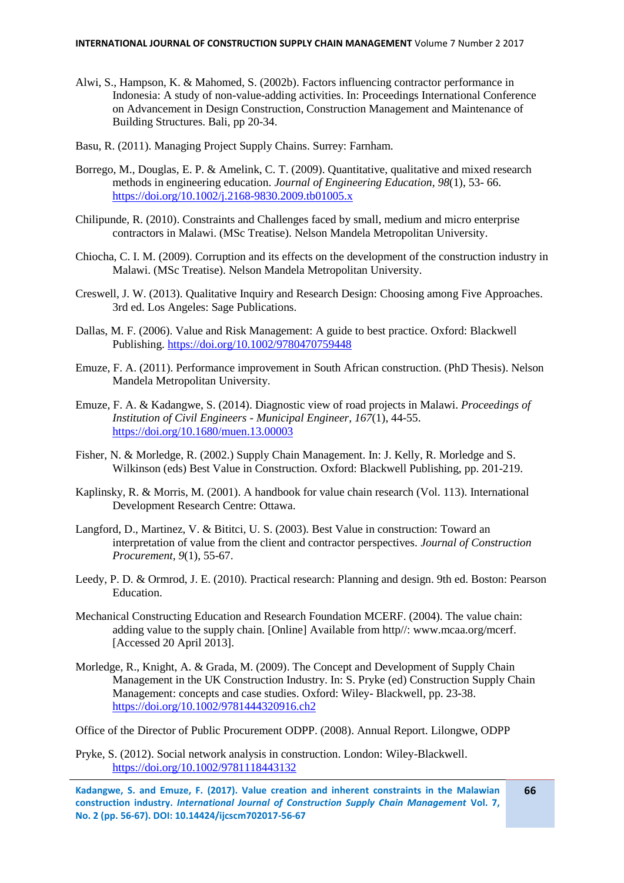Alwi, S., Hampson, K. & Mahomed, S. (2002b). Factors influencing contractor performance in Indonesia: A study of non-value-adding activities. In: Proceedings International Conference on Advancement in Design Construction, Construction Management and Maintenance of Building Structures. Bali, pp 20-34.

Basu, R. (2011). Managing Project Supply Chains. Surrey: Farnham.

Borrego, M., Douglas, E. P. & Amelink, C. T. (2009). Quantitative, qualitative and mixed research methods in engineering education. *Journal of Engineering Education*, *98*(1), 53- 66. https://doi.org/10.1002/j.2168-9830.2009.tb01005.x

Chilipunde, R. (2010). Constraints and Challenges faced by small, medium and micro enterprise contractors in Malawi. (MSc Treatise). Nelson Mandela Metropolitan University.

Chiocha, C. I. M. (2009). Corruption and its effects on the development of the construction industry in Malawi. (MSc Treatise). Nelson Mandela Metropolitan University.

Creswell, J. W. (2013). Qualitative Inquiry and Research Design: Choosing among Five Approaches. 3rd ed. Los Angeles: Sage Publications.

Dallas, M. F. (2006). Value and Risk Management: A guide to best practice. Oxford: Blackwell Publishing. https://doi.org/10.1002/9780470759448

Emuze, F. A. (2011). Performance improvement in South African construction. (PhD Thesis). Nelson Mandela Metropolitan University.

Emuze, F. A. & Kadangwe, S. (2014). Diagnostic view of road projects in Malawi. *Proceedings of Institution of Civil Engineers - Municipal Engineer, 167*(1), 44-55. https://doi.org/10.1680/muen.13.00003

Fisher, N. & Morledge, R. (2002.) Supply Chain Management. In: J. Kelly, R. Morledge and S. Wilkinson (eds) Best Value in Construction. Oxford: Blackwell Publishing, pp. 201-219.

Kaplinsky, R. & Morris, M. (2001). A handbook for value chain research (Vol. 113). International Development Research Centre: Ottawa.

Langford, D., Martinez, V. & Bititci, U. S. (2003). Best Value in construction: Toward an interpretation of value from the client and contractor perspectives. *Journal of Construction Procurement*, *9*(1), 55-67.

Leedy, P. D. & Ormrod, J. E. (2010). Practical research: Planning and design. 9th ed. Boston: Pearson Education.

Mechanical Constructing Education and Research Foundation MCERF. (2004). The value chain: adding value to the supply chain. [Online] Available from http//: www.mcaa.org/mcerf. [Accessed 20 April 2013].

Morledge, R., Knight, A. & Grada, M. (2009). The Concept and Development of Supply Chain Management in the UK Construction Industry. In: S. Pryke (ed) Construction Supply Chain Management: concepts and case studies. Oxford: Wiley- Blackwell, pp. 23-38. https://doi.org/10.1002/9781444320916.ch2

Office of the Director of Public Procurement ODPP. (2008). Annual Report. Lilongwe, ODPP

Pryke, S. (2012). Social network analysis in construction. London: Wiley-Blackwell. https://doi.org/10.1002/9781118443132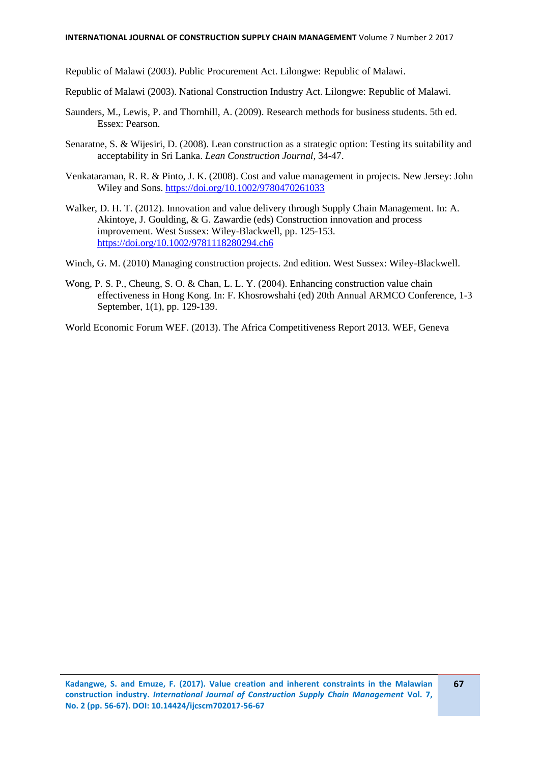Republic of Malawi (2003). Public Procurement Act. Lilongwe: Republic of Malawi.

Republic of Malawi (2003). National Construction Industry Act. Lilongwe: Republic of Malawi.

Saunders, M., Lewis, P. and Thornhill, A. (2009). Research methods for business students. 5th ed. Essex: Pearson.

Senaratne, S. & Wijesiri, D. (2008). Lean construction as a strategic option: Testing its suitability and acceptability in Sri Lanka. *Lean Construction Journal,* 34-47.

Venkataraman, R. R. & Pinto, J. K. (2008). Cost and value management in projects. New Jersey: John Wiley and Sons. https://doi.org/10.1002/9780470261033

Walker, D. H. T. (2012). Innovation and value delivery through Supply Chain Management. In: A. Akintoye, J. Goulding, & G. Zawardie (eds) Construction innovation and process improvement. West Sussex: Wiley-Blackwell, pp. 125-153. https://doi.org/10.1002/9781118280294.ch6

Winch, G. M. (2010) Managing construction projects. 2nd edition. West Sussex: Wiley-Blackwell.

Wong, P. S. P., Cheung, S. O. & Chan, L. L. Y. (2004). Enhancing construction value chain effectiveness in Hong Kong. In: F. Khosrowshahi (ed) 20th Annual ARMCO Conference, 1-3 September, 1(1), pp. 129-139.

World Economic Forum WEF. (2013). The Africa Competitiveness Report 2013. WEF, Geneva